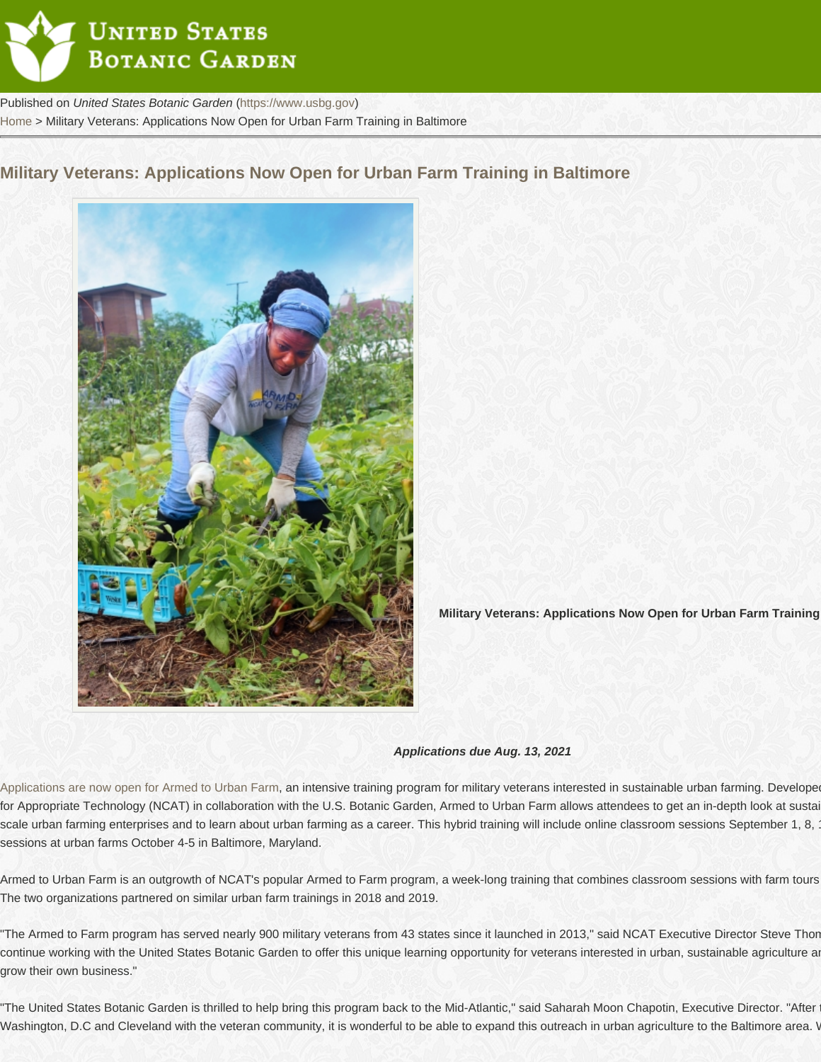Published on *United States Botanic Garden* (https://www.usbg.gov)
Home > Military Veterans: Applications Now Open for Urban Farm Training in Baltimore

# Military Veterans: Applications Now Open for Urban Farm Training in Baltimore

**Military Veterans: Applications Now Open for Urban Farm Training**

***Applications due Aug. 13, 2021***

Applications are now open for Armed to Urban Farm, an intensive training program for military veterans interested in sustainable urban farming. Develope for Appropriate Technology (NCAT) in collaboration with the U.S. Botanic Garden, Armed to Urban Farm allows attendees to get an in-depth look at sustai scale urban farming enterprises and to learn about urban farming as a career. This hybrid training will include online classroom sessions September 1, 8, sessions at urban farms October 4-5 in Baltimore, Maryland.

Armed to Urban Farm is an outgrowth of NCAT's popular Armed to Farm program, a week-long training that combines classroom sessions with farm tours The two organizations partnered on similar urban farm trainings in 2018 and 2019.

"The Armed to Farm program has served nearly 900 military veterans from 43 states since it launched in 2013," said NCAT Executive Director Steve Thon continue working with the United States Botanic Garden to offer this unique learning opportunity for veterans interested in urban, sustainable agriculture a grow their own business."

"The United States Botanic Garden is thrilled to help bring this program back to the Mid-Atlantic," said Saharah Moon Chapotin, Executive Director. "After Washington, D.C and Cleveland with the veteran community, it is wonderful to be able to expand this outreach in urban agriculture to the Baltimore area. V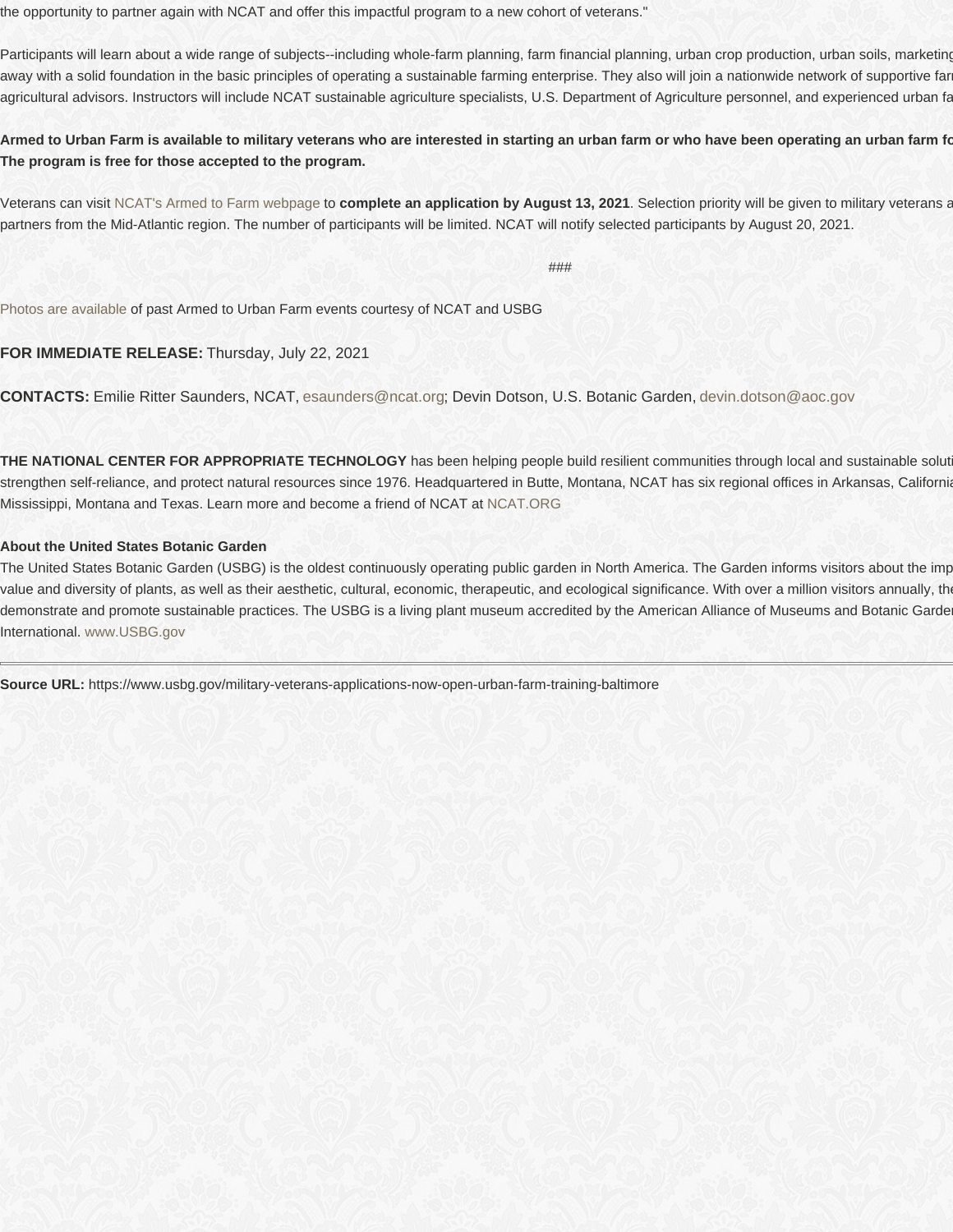the opportunity to partner again with NCAT and offer this impactful program to a new cohort of veterans."

Participants will learn about a wide range of subjects--including whole-farm planning, farm financial planning, urban crop production, urban soils, marketing away with a solid foundation in the basic principles of operating a sustainable farming enterprise. They also will join a nationwide network of supportive far agricultural advisors. Instructors will include NCAT sustainable agriculture specialists, U.S. Department of Agriculture personnel, and experienced urban fa

**Armed to Urban Farm is available to military veterans who are interested in starting an urban farm or who have been operating an urban farm fo The program is free for those accepted to the program.**

Veterans can visit NCAT's Armed to Farm webpage to **complete an application by August 13, 2021**. Selection priority will be given to military veterans a partners from the Mid-Atlantic region. The number of participants will be limited. NCAT will notify selected participants by August 20, 2021.

###

Photos are available of past Armed to Urban Farm events courtesy of NCAT and USBG

**FOR IMMEDIATE RELEASE:** Thursday, July 22, 2021

**CONTACTS:** Emilie Ritter Saunders, NCAT, esaunders@ncat.org; Devin Dotson, U.S. Botanic Garden, devin.dotson@aoc.gov

**THE NATIONAL CENTER FOR APPROPRIATE TECHNOLOGY** has been helping people build resilient communities through local and sustainable soluti strengthen self-reliance, and protect natural resources since 1976. Headquartered in Butte, Montana, NCAT has six regional offices in Arkansas, California Mississippi, Montana and Texas. Learn more and become a friend of NCAT at NCAT.ORG

**About the United States Botanic Garden**

The United States Botanic Garden (USBG) is the oldest continuously operating public garden in North America. The Garden informs visitors about the imp value and diversity of plants, as well as their aesthetic, cultural, economic, therapeutic, and ecological significance. With over a million visitors annually, the demonstrate and promote sustainable practices. The USBG is a living plant museum accredited by the American Alliance of Museums and Botanic Garder International. www.USBG.gov

---

**Source URL:** https://www.usbg.gov/military-veterans-applications-now-open-urban-farm-training-baltimore